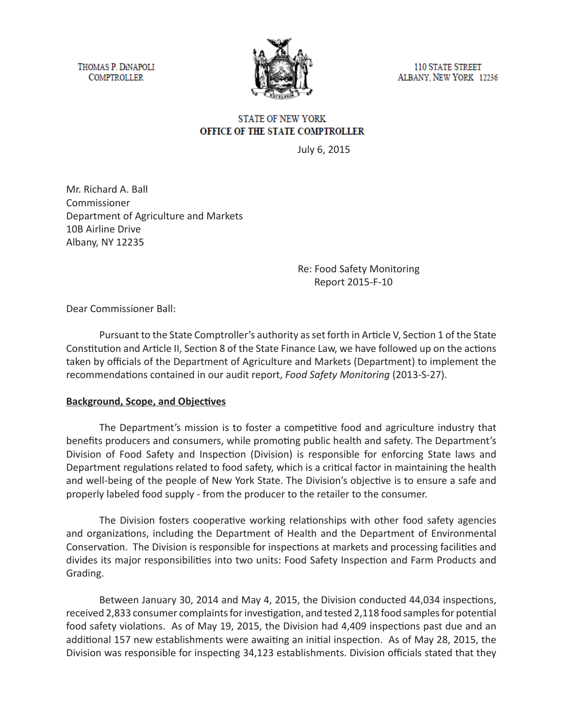THOMAS P. DiNAPOLI
COMPTROLLER

110 STATE STREET
ALBANY, NEW YORK 12236

STATE OF NEW YORK
**OFFICE OF THE STATE COMPTROLLER**

July 6, 2015

Mr. Richard A. Ball
Commissioner
Department of Agriculture and Markets
10B Airline Drive
Albany, NY 12235

Re: Food Safety Monitoring
Report 2015-F-10

Dear Commissioner Ball:

Pursuant to the State Comptroller's authority as set forth in Article V, Section 1 of the State Constitution and Article II, Section 8 of the State Finance Law, we have followed up on the actions taken by officials of the Department of Agriculture and Markets (Department) to implement the recommendations contained in our audit report, *Food Safety Monitoring* (2013-S-27).

**Background, Scope, and Objectives**

The Department's mission is to foster a competitive food and agriculture industry that benefits producers and consumers, while promoting public health and safety. The Department's Division of Food Safety and Inspection (Division) is responsible for enforcing State laws and Department regulations related to food safety, which is a critical factor in maintaining the health and well-being of the people of New York State. The Division's objective is to ensure a safe and properly labeled food supply - from the producer to the retailer to the consumer.

The Division fosters cooperative working relationships with other food safety agencies and organizations, including the Department of Health and the Department of Environmental Conservation. The Division is responsible for inspections at markets and processing facilities and divides its major responsibilities into two units: Food Safety Inspection and Farm Products and Grading.

Between January 30, 2014 and May 4, 2015, the Division conducted 44,034 inspections, received 2,833 consumer complaints for investigation, and tested 2,118 food samples for potential food safety violations. As of May 19, 2015, the Division had 4,409 inspections past due and an additional 157 new establishments were awaiting an initial inspection. As of May 28, 2015, the Division was responsible for inspecting 34,123 establishments. Division officials stated that they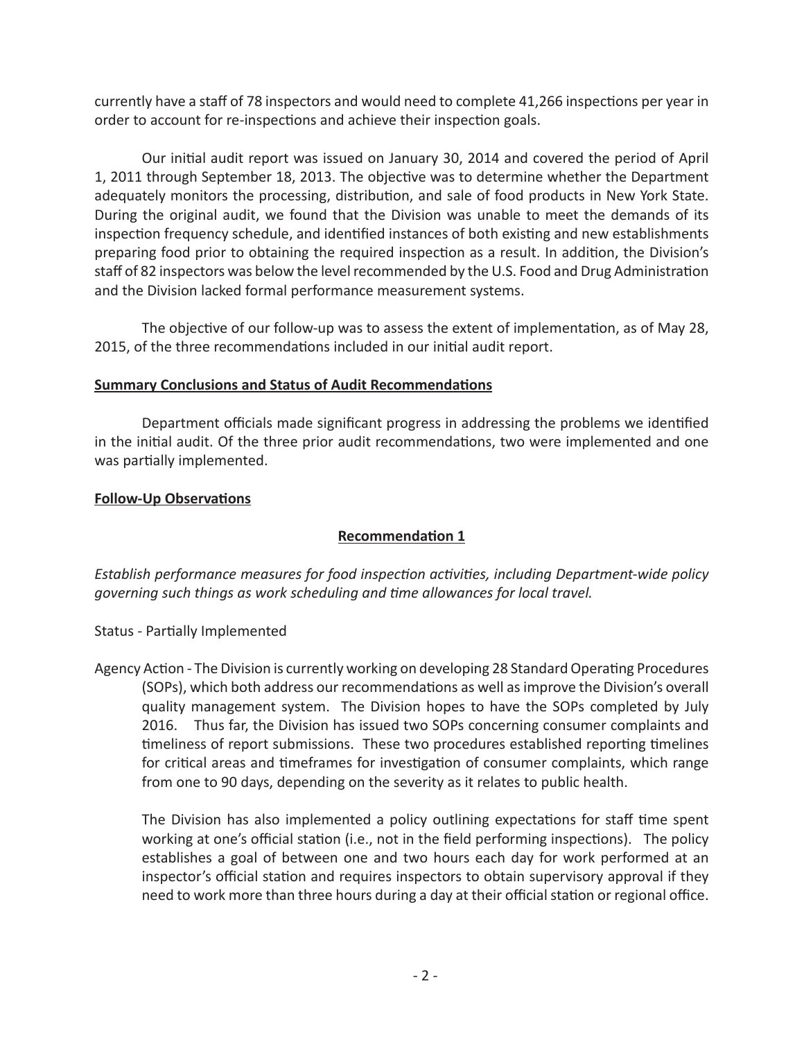currently have a staff of 78 inspectors and would need to complete 41,266 inspections per year in order to account for re-inspections and achieve their inspection goals.

Our initial audit report was issued on January 30, 2014 and covered the period of April 1, 2011 through September 18, 2013. The objective was to determine whether the Department adequately monitors the processing, distribution, and sale of food products in New York State. During the original audit, we found that the Division was unable to meet the demands of its inspection frequency schedule, and identified instances of both existing and new establishments preparing food prior to obtaining the required inspection as a result. In addition, the Division's staff of 82 inspectors was below the level recommended by the U.S. Food and Drug Administration and the Division lacked formal performance measurement systems.

The objective of our follow-up was to assess the extent of implementation, as of May 28, 2015, of the three recommendations included in our initial audit report.

**Summary Conclusions and Status of Audit Recommendations**

Department officials made significant progress in addressing the problems we identified in the initial audit. Of the three prior audit recommendations, two were implemented and one was partially implemented.

**Follow-Up Observations**

**Recommendation 1**

*Establish performance measures for food inspection activities, including Department-wide policy governing such things as work scheduling and time allowances for local travel.*

Status - Partially Implemented

Agency Action - The Division is currently working on developing 28 Standard Operating Procedures (SOPs), which both address our recommendations as well as improve the Division's overall quality management system. The Division hopes to have the SOPs completed by July 2016. Thus far, the Division has issued two SOPs concerning consumer complaints and timeliness of report submissions. These two procedures established reporting timelines for critical areas and timeframes for investigation of consumer complaints, which range from one to 90 days, depending on the severity as it relates to public health.

The Division has also implemented a policy outlining expectations for staff time spent working at one's official station (i.e., not in the field performing inspections). The policy establishes a goal of between one and two hours each day for work performed at an inspector's official station and requires inspectors to obtain supervisory approval if they need to work more than three hours during a day at their official station or regional office.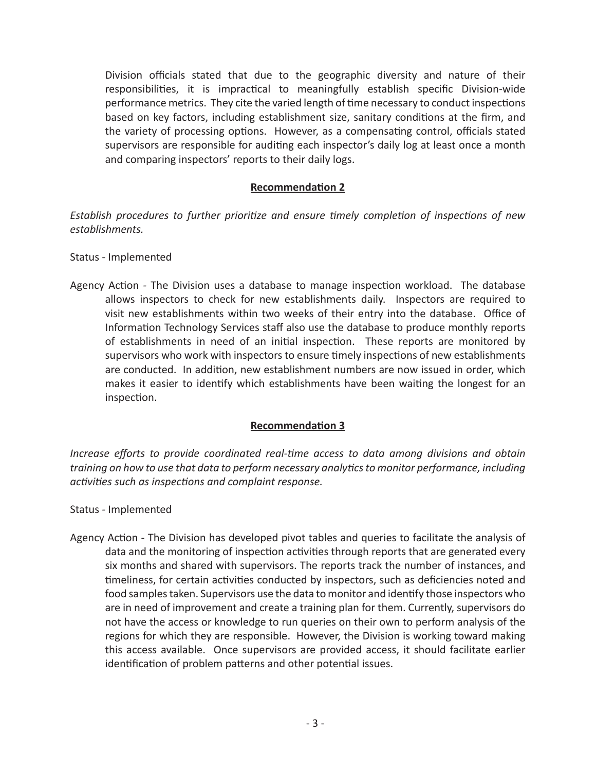Division officials stated that due to the geographic diversity and nature of their responsibilities, it is impractical to meaningfully establish specific Division-wide performance metrics. They cite the varied length of time necessary to conduct inspections based on key factors, including establishment size, sanitary conditions at the firm, and the variety of processing options. However, as a compensating control, officials stated supervisors are responsible for auditing each inspector's daily log at least once a month and comparing inspectors' reports to their daily logs.

**Recommendation 2**

*Establish procedures to further prioritize and ensure timely completion of inspections of new establishments.*

Status - Implemented

Agency Action - The Division uses a database to manage inspection workload. The database allows inspectors to check for new establishments daily. Inspectors are required to visit new establishments within two weeks of their entry into the database. Office of Information Technology Services staff also use the database to produce monthly reports of establishments in need of an initial inspection. These reports are monitored by supervisors who work with inspectors to ensure timely inspections of new establishments are conducted. In addition, new establishment numbers are now issued in order, which makes it easier to identify which establishments have been waiting the longest for an inspection.

**Recommendation 3**

*Increase efforts to provide coordinated real-time access to data among divisions and obtain training on how to use that data to perform necessary analytics to monitor performance, including activities such as inspections and complaint response.*

Status - Implemented

Agency Action - The Division has developed pivot tables and queries to facilitate the analysis of data and the monitoring of inspection activities through reports that are generated every six months and shared with supervisors. The reports track the number of instances, and timeliness, for certain activities conducted by inspectors, such as deficiencies noted and food samples taken. Supervisors use the data to monitor and identify those inspectors who are in need of improvement and create a training plan for them. Currently, supervisors do not have the access or knowledge to run queries on their own to perform analysis of the regions for which they are responsible. However, the Division is working toward making this access available. Once supervisors are provided access, it should facilitate earlier identification of problem patterns and other potential issues.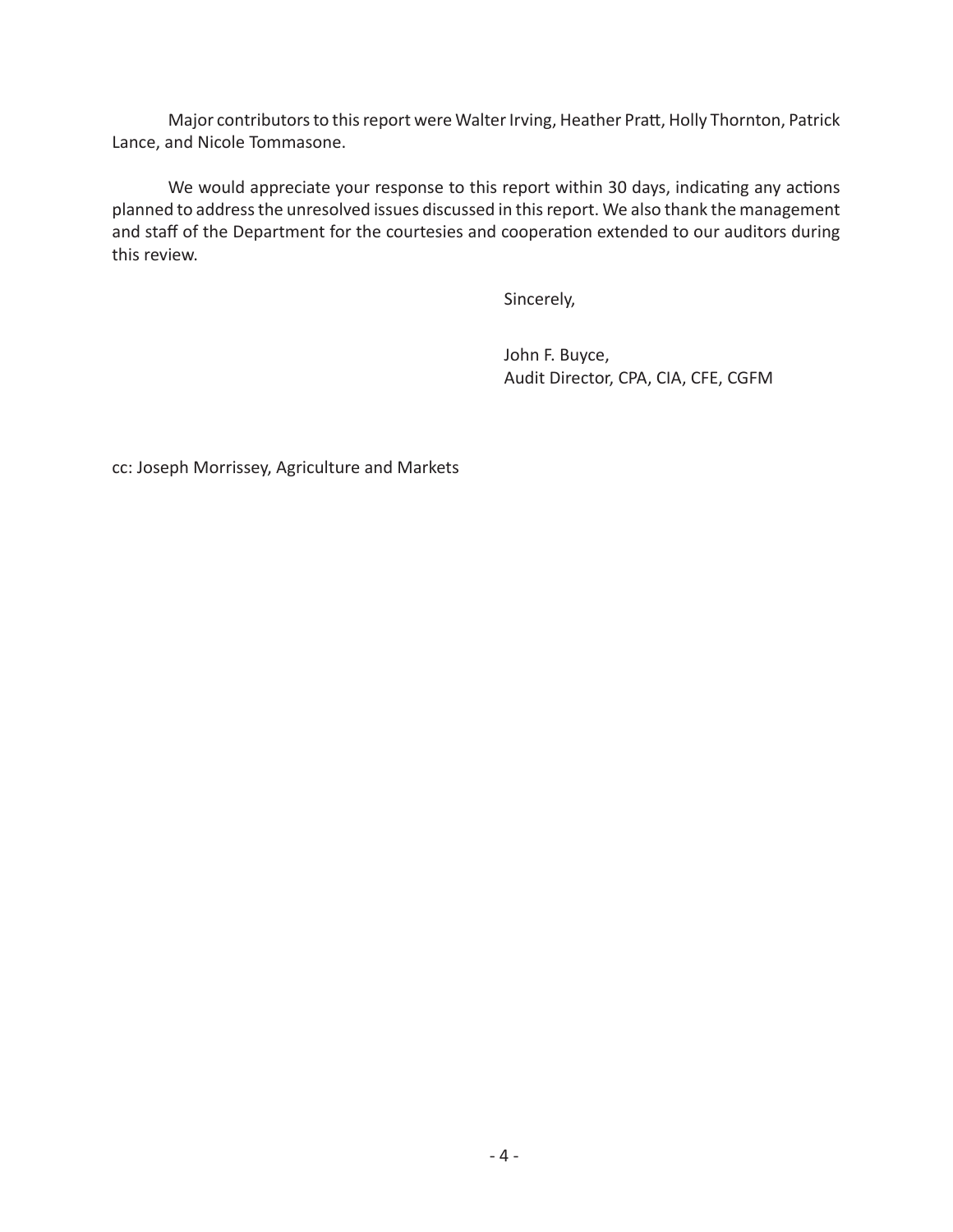Major contributors to this report were Walter Irving, Heather Pratt, Holly Thornton, Patrick Lance, and Nicole Tommasone.

We would appreciate your response to this report within 30 days, indicating any actions planned to address the unresolved issues discussed in this report. We also thank the management and staff of the Department for the courtesies and cooperation extended to our auditors during this review.

Sincerely,

John F. Buyce,  
Audit Director, CPA, CIA, CFE, CGFM

cc: Joseph Morrissey, Agriculture and Markets